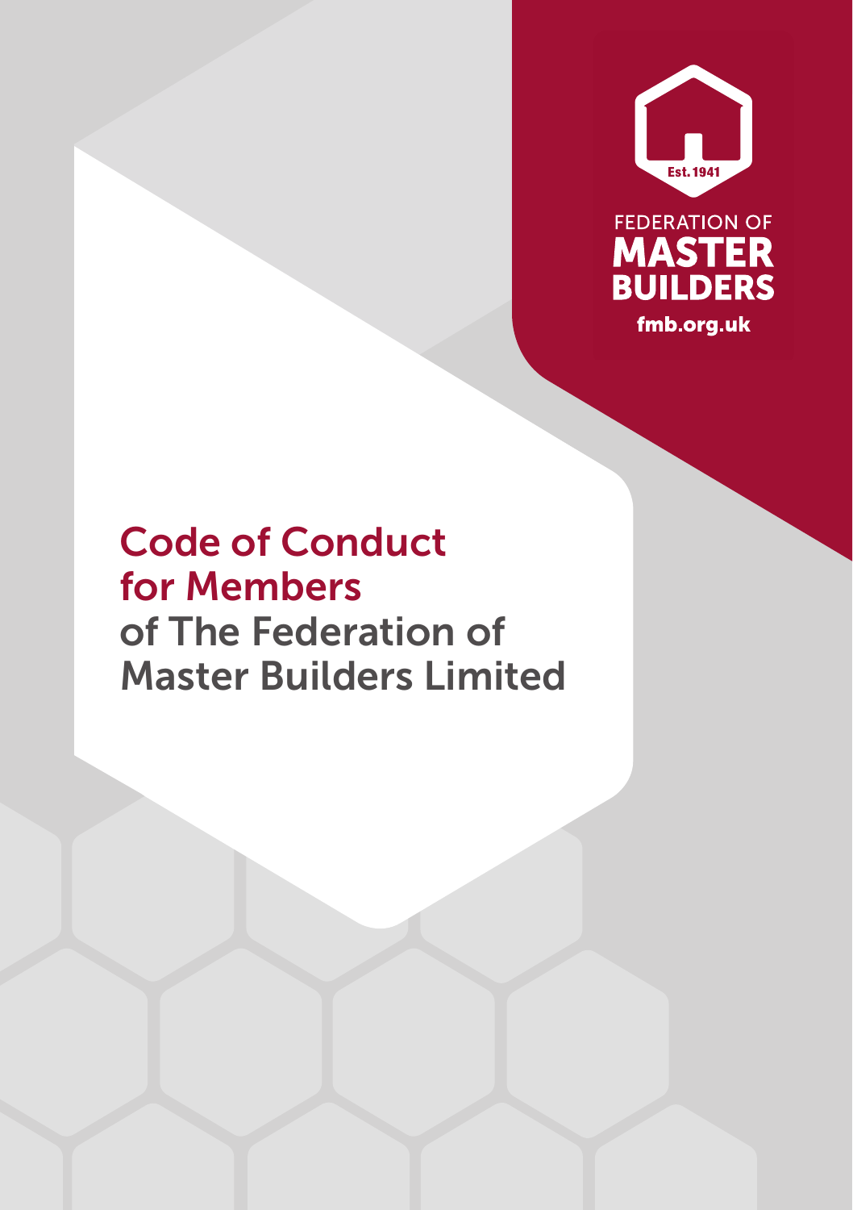FEDERATION OF MASTER BUILDERS

Est. 1941

fmb.org.uk

# Code of Conduct for Members of The Federation of Master Builders Limited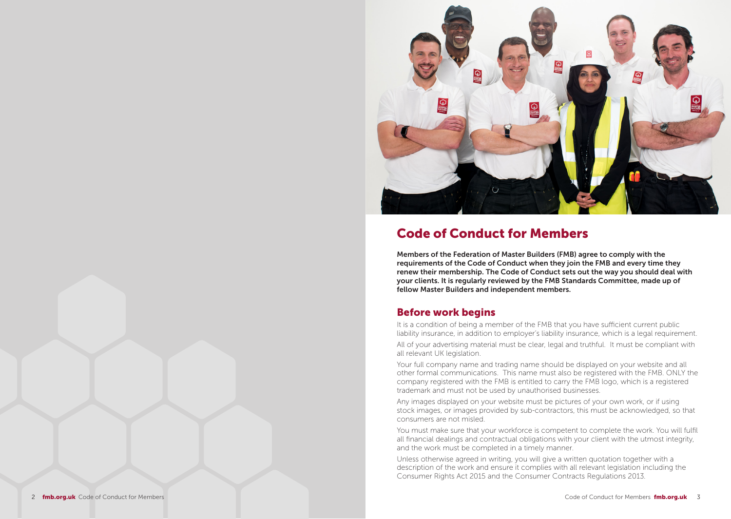# Code of Conduct for Members

**Members of the Federation of Master Builders (FMB) agree to comply with the requirements of the Code of Conduct when they join the FMB and every time they renew their membership. The Code of Conduct sets out the way you should deal with your clients. It is regularly reviewed by the FMB Standards Committee, made up of fellow Master Builders and independent members.**

## Before work begins

It is a condition of being a member of the FMB that you have sufficient current public liability insurance, in addition to employer's liability insurance, which is a legal requirement.

All of your advertising material must be clear, legal and truthful. It must be compliant with all relevant UK legislation.

Your full company name and trading name should be displayed on your website and all other formal communications. This name must also be registered with the FMB. ONLY the company registered with the FMB is entitled to carry the FMB logo, which is a registered trademark and must not be used by unauthorised businesses.

Any images displayed on your website must be pictures of your own work, or if using stock images, or images provided by sub-contractors, this must be acknowledged, so that consumers are not misled.

You must make sure that your workforce is competent to complete the work. You will fulfil all financial dealings and contractual obligations with your client with the utmost integrity, and the work must be completed in a timely manner.

Unless otherwise agreed in writing, you will give a written quotation together with a description of the work and ensure it complies with all relevant legislation including the Consumer Rights Act 2015 and the Consumer Contracts Regulations 2013.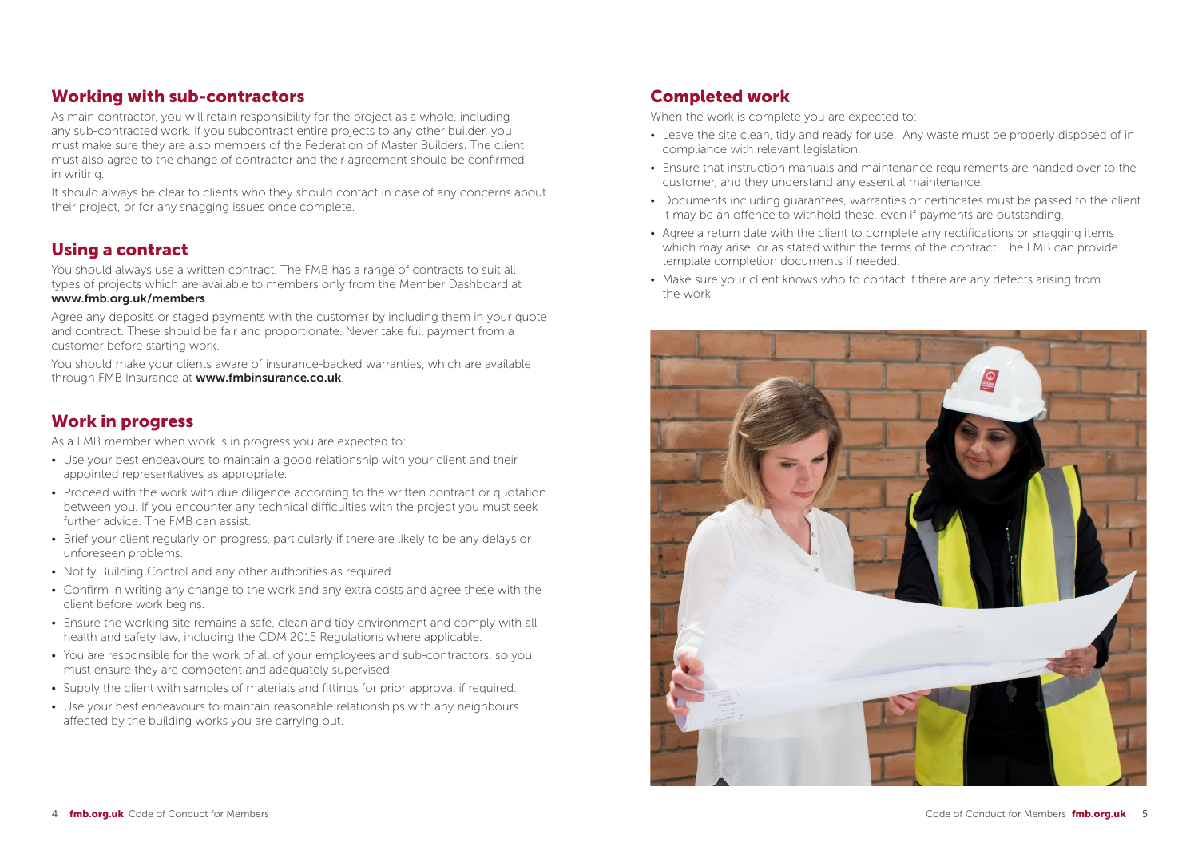## Working with sub-contractors

As main contractor, you will retain responsibility for the project as a whole, including any sub-contracted work. If you subcontract entire projects to any other builder, you must make sure they are also members of the Federation of Master Builders. The client must also agree to the change of contractor and their agreement should be confirmed in writing.

It should always be clear to clients who they should contact in case of any concerns about their project, or for any snagging issues once complete.

## Using a contract

You should always use a written contract. The FMB has a range of contracts to suit all types of projects which are available to members only from the Member Dashboard at **www.fmb.org.uk/members**.

Agree any deposits or staged payments with the customer by including them in your quote and contract. These should be fair and proportionate. Never take full payment from a customer before starting work.

You should make your clients aware of insurance-backed warranties, which are available through FMB Insurance at **www.fmbinsurance.co.uk**.

## Work in progress

As a FMB member when work is in progress you are expected to:

- Use your best endeavours to maintain a good relationship with your client and their appointed representatives as appropriate.
- Proceed with the work with due diligence according to the written contract or quotation between you. If you encounter any technical difficulties with the project you must seek further advice. The FMB can assist.
- Brief your client regularly on progress, particularly if there are likely to be any delays or unforeseen problems.
- Notify Building Control and any other authorities as required.
- Confirm in writing any change to the work and any extra costs and agree these with the client before work begins.
- Ensure the working site remains a safe, clean and tidy environment and comply with all health and safety law, including the CDM 2015 Regulations where applicable.
- You are responsible for the work of all of your employees and sub-contractors, so you must ensure they are competent and adequately supervised.
- Supply the client with samples of materials and fittings for prior approval if required.
- Use your best endeavours to maintain reasonable relationships with any neighbours affected by the building works you are carrying out.

## Completed work

When the work is complete you are expected to:

- Leave the site clean, tidy and ready for use. Any waste must be properly disposed of in compliance with relevant legislation.
- Ensure that instruction manuals and maintenance requirements are handed over to the customer, and they understand any essential maintenance.
- Documents including guarantees, warranties or certificates must be passed to the client. It may be an offence to withhold these, even if payments are outstanding.
- Agree a return date with the client to complete any rectifications or snagging items which may arise, or as stated within the terms of the contract. The FMB can provide template completion documents if needed.
- Make sure your client knows who to contact if there are any defects arising from the work.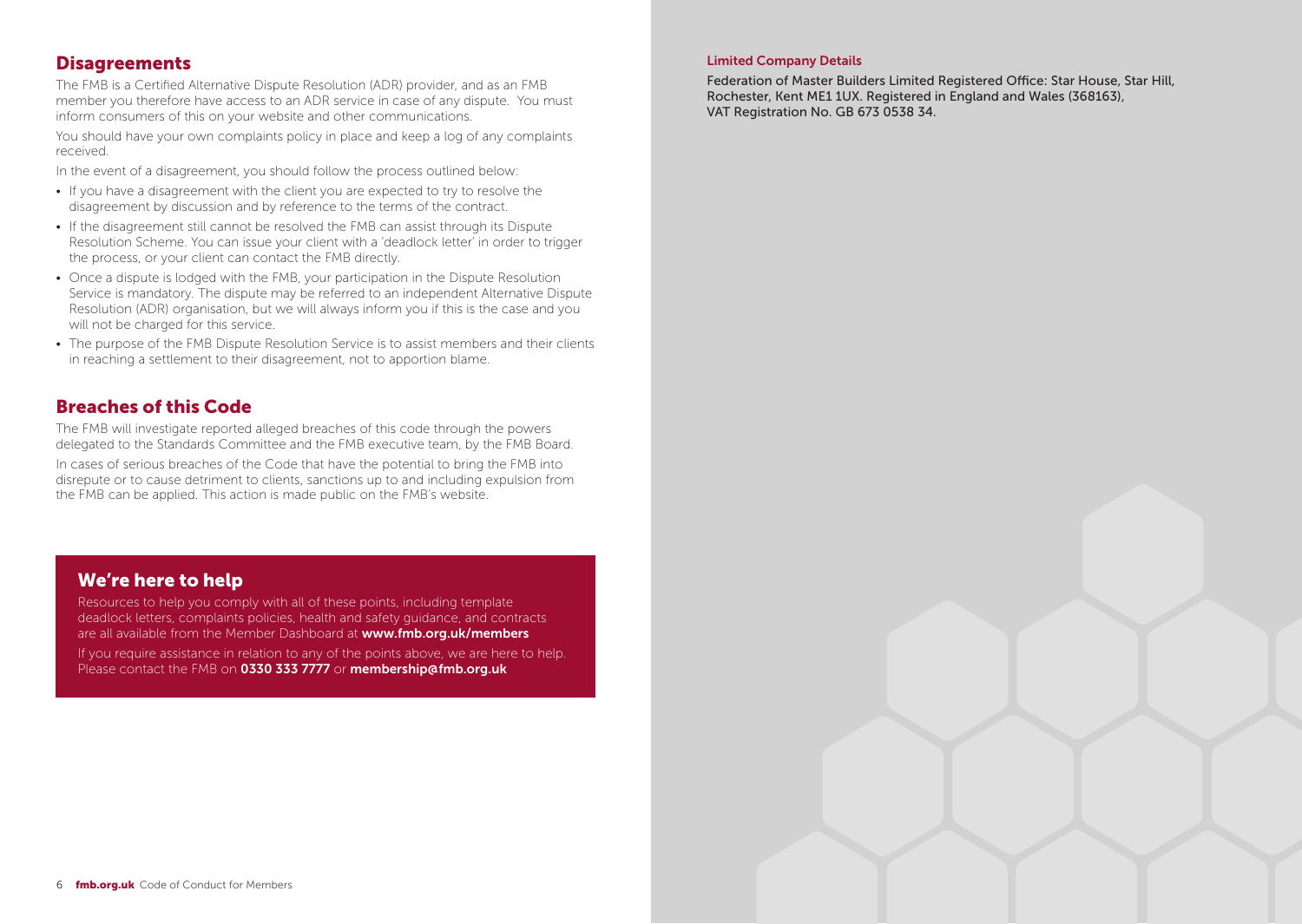## Disagreements

The FMB is a Certified Alternative Dispute Resolution (ADR) provider, and as an FMB member you therefore have access to an ADR service in case of any dispute. You must inform consumers of this on your website and other communications.

You should have your own complaints policy in place and keep a log of any complaints received.

In the event of a disagreement, you should follow the process outlined below:

- If you have a disagreement with the client you are expected to try to resolve the disagreement by discussion and by reference to the terms of the contract.
- If the disagreement still cannot be resolved the FMB can assist through its Dispute Resolution Scheme. You can issue your client with a 'deadlock letter' in order to trigger the process, or your client can contact the FMB directly.
- Once a dispute is lodged with the FMB, your participation in the Dispute Resolution Service is mandatory. The dispute may be referred to an independent Alternative Dispute Resolution (ADR) organisation, but we will always inform you if this is the case and you will not be charged for this service.
- The purpose of the FMB Dispute Resolution Service is to assist members and their clients in reaching a settlement to their disagreement, not to apportion blame.

## Breaches of this Code

The FMB will investigate reported alleged breaches of this code through the powers delegated to the Standards Committee and the FMB executive team, by the FMB Board.

In cases of serious breaches of the Code that have the potential to bring the FMB into disrepute or to cause detriment to clients, sanctions up to and including expulsion from the FMB can be applied. This action is made public on the FMB's website.

## We're here to help

Resources to help you comply with all of these points, including template deadlock letters, complaints policies, health and safety guidance, and contracts are all available from the Member Dashboard at **www.fmb.org.uk/members**

If you require assistance in relation to any of the points above, we are here to help. Please contact the FMB on **0330 333 7777** or **membership@fmb.org.uk**

### Limited Company Details

Federation of Master Builders Limited Registered Office: Star House, Star Hill, Rochester, Kent ME1 1UX. Registered in England and Wales (368163), VAT Registration No. GB 673 0538 34.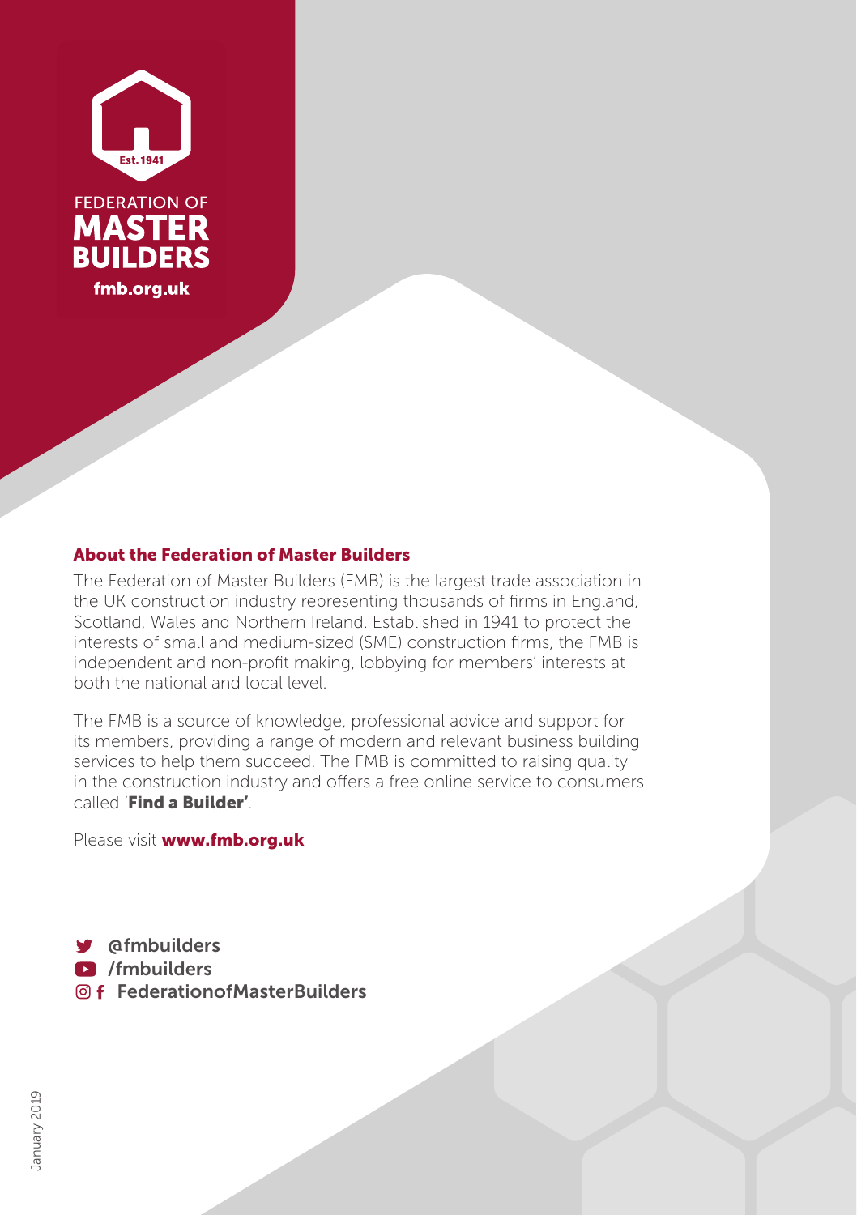Est. 1941

FEDERATION OF
**MASTER BUILDERS**
**fmb.org.uk**

## About the Federation of Master Builders

The Federation of Master Builders (FMB) is the largest trade association in the UK construction industry representing thousands of firms in England, Scotland, Wales and Northern Ireland. Established in 1941 to protect the interests of small and medium-sized (SME) construction firms, the FMB is independent and non-profit making, lobbying for members' interests at both the national and local level.

The FMB is a source of knowledge, professional advice and support for its members, providing a range of modern and relevant business building services to help them succeed. The FMB is committed to raising quality in the construction industry and offers a free online service to consumers called '**Find a Builder'**.

Please visit **www.fmb.org.uk**

@fmbuilders
/fmbuilders
FederationofMasterBuilders

January 2019